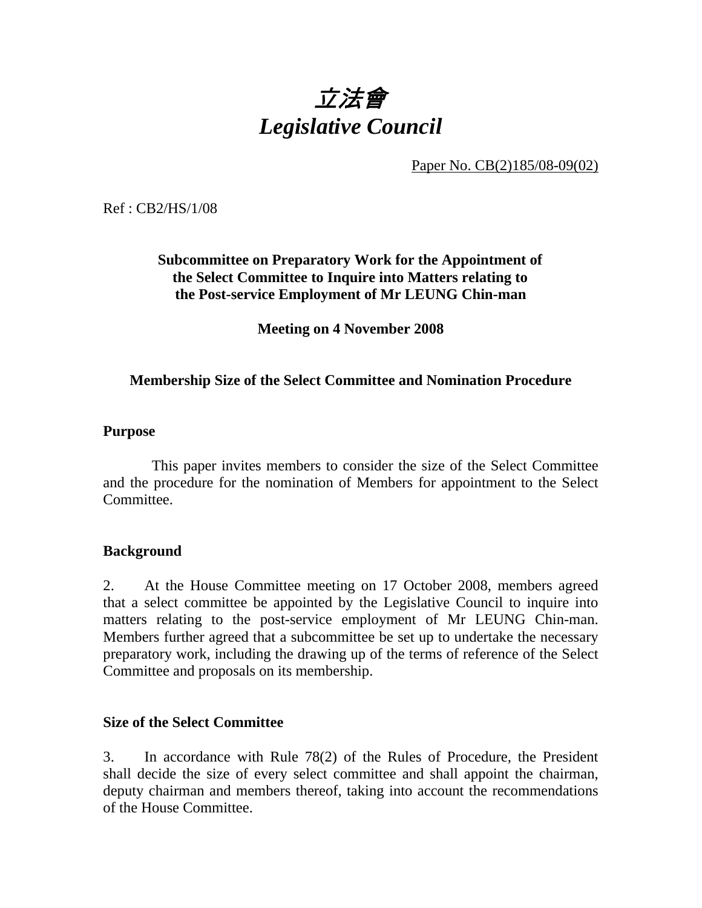# *立法會*
# *Legislative Council*

Paper No. CB(2)185/08-09(02)

Ref : CB2/HS/1/08

**Subcommittee on Preparatory Work for the Appointment of the Select Committee to Inquire into Matters relating to the Post-service Employment of Mr LEUNG Chin-man**

**Meeting on 4 November 2008**

**Membership Size of the Select Committee and Nomination Procedure**

**Purpose**

This paper invites members to consider the size of the Select Committee and the procedure for the nomination of Members for appointment to the Select Committee.

**Background**

2. At the House Committee meeting on 17 October 2008, members agreed that a select committee be appointed by the Legislative Council to inquire into matters relating to the post-service employment of Mr LEUNG Chin-man. Members further agreed that a subcommittee be set up to undertake the necessary preparatory work, including the drawing up of the terms of reference of the Select Committee and proposals on its membership.

**Size of the Select Committee**

3. In accordance with Rule 78(2) of the Rules of Procedure, the President shall decide the size of every select committee and shall appoint the chairman, deputy chairman and members thereof, taking into account the recommendations of the House Committee.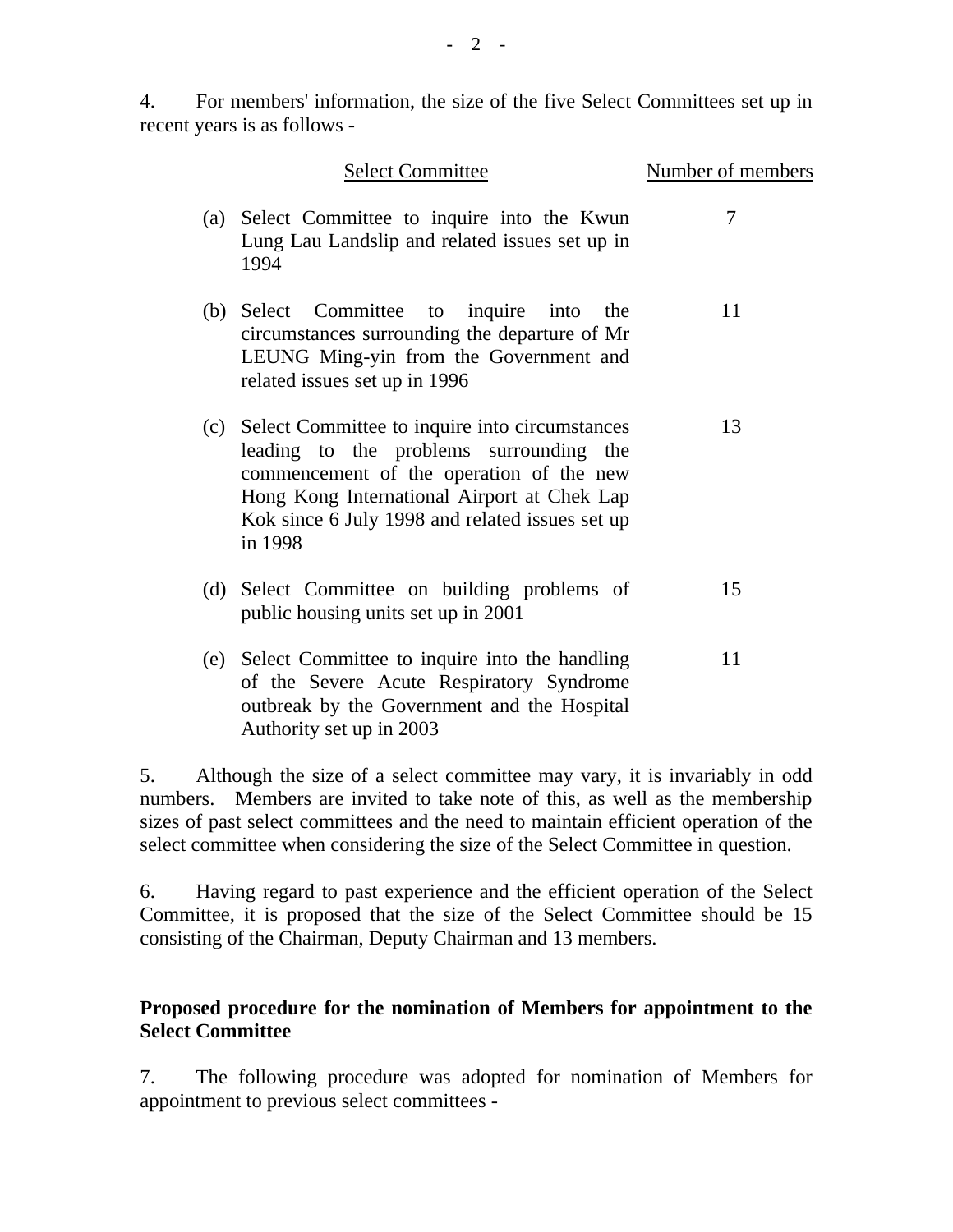4. For members' information, the size of the five Select Committees set up in recent years is as follows -

| | Select Committee | Number of members |
| --- | --- | --- |
| (a) | Select Committee to inquire into the Kwun Lung Lau Landslip and related issues set up in 1994 | 7 |
| (b) | Select Committee to inquire into the circumstances surrounding the departure of Mr LEUNG Ming-yin from the Government and related issues set up in 1996 | 11 |
| (c) | Select Committee to inquire into circumstances leading to the problems surrounding the commencement of the operation of the new Hong Kong International Airport at Chek Lap Kok since 6 July 1998 and related issues set up in 1998 | 13 |
| (d) | Select Committee on building problems of public housing units set up in 2001 | 15 |
| (e) | Select Committee to inquire into the handling of the Severe Acute Respiratory Syndrome outbreak by the Government and the Hospital Authority set up in 2003 | 11 |

5. Although the size of a select committee may vary, it is invariably in odd numbers. Members are invited to take note of this, as well as the membership sizes of past select committees and the need to maintain efficient operation of the select committee when considering the size of the Select Committee in question.

6. Having regard to past experience and the efficient operation of the Select Committee, it is proposed that the size of the Select Committee should be 15 consisting of the Chairman, Deputy Chairman and 13 members.

**Proposed procedure for the nomination of Members for appointment to the Select Committee**

7. The following procedure was adopted for nomination of Members for appointment to previous select committees -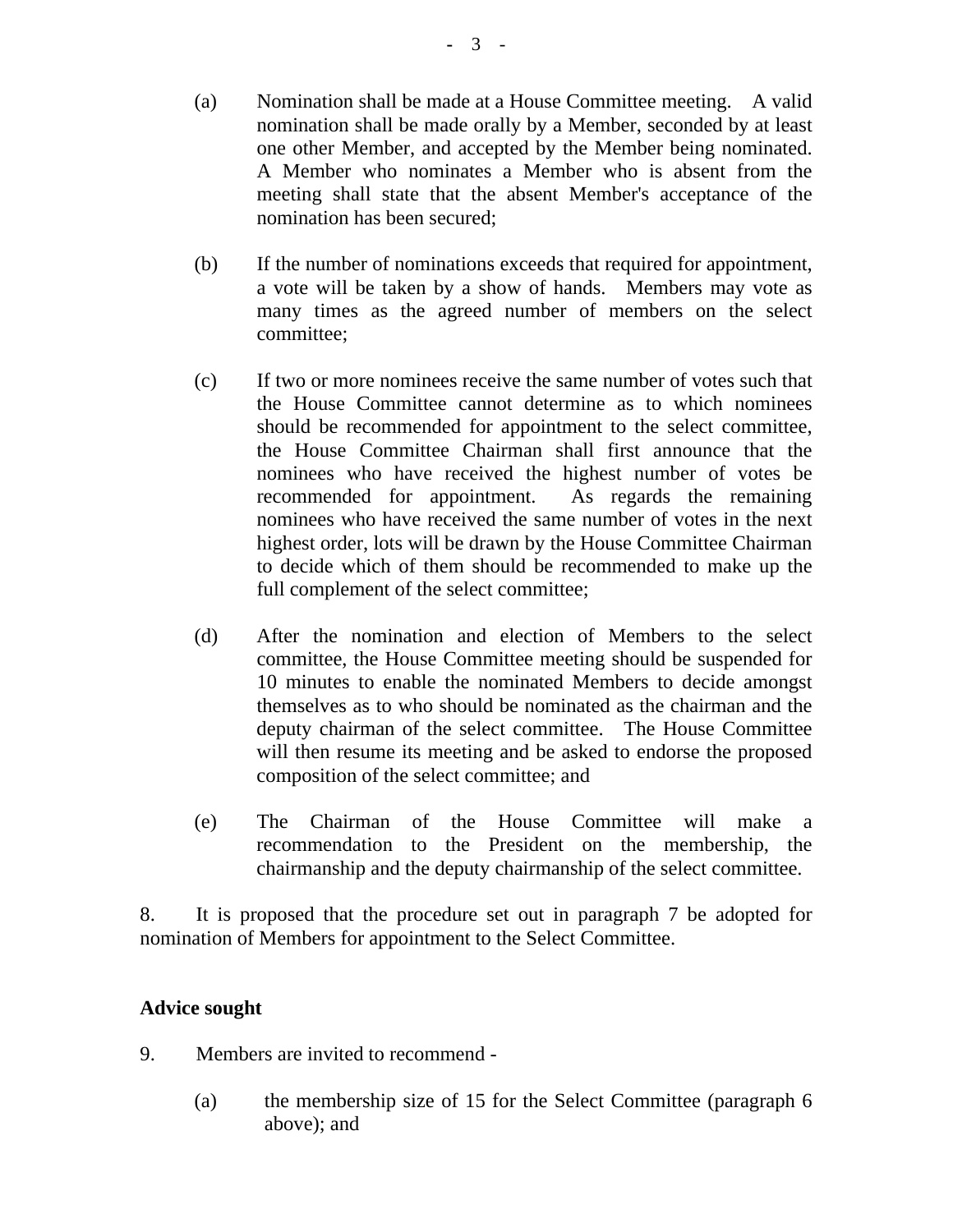(a) Nomination shall be made at a House Committee meeting. A valid nomination shall be made orally by a Member, seconded by at least one other Member, and accepted by the Member being nominated. A Member who nominates a Member who is absent from the meeting shall state that the absent Member's acceptance of the nomination has been secured;

(b) If the number of nominations exceeds that required for appointment, a vote will be taken by a show of hands. Members may vote as many times as the agreed number of members on the select committee;

(c) If two or more nominees receive the same number of votes such that the House Committee cannot determine as to which nominees should be recommended for appointment to the select committee, the House Committee Chairman shall first announce that the nominees who have received the highest number of votes be recommended for appointment. As regards the remaining nominees who have received the same number of votes in the next highest order, lots will be drawn by the House Committee Chairman to decide which of them should be recommended to make up the full complement of the select committee;

(d) After the nomination and election of Members to the select committee, the House Committee meeting should be suspended for 10 minutes to enable the nominated Members to decide amongst themselves as to who should be nominated as the chairman and the deputy chairman of the select committee. The House Committee will then resume its meeting and be asked to endorse the proposed composition of the select committee; and

(e) The Chairman of the House Committee will make a recommendation to the President on the membership, the chairmanship and the deputy chairmanship of the select committee.

8. It is proposed that the procedure set out in paragraph 7 be adopted for nomination of Members for appointment to the Select Committee.

**Advice sought**

9. Members are invited to recommend -

(a) the membership size of 15 for the Select Committee (paragraph 6 above); and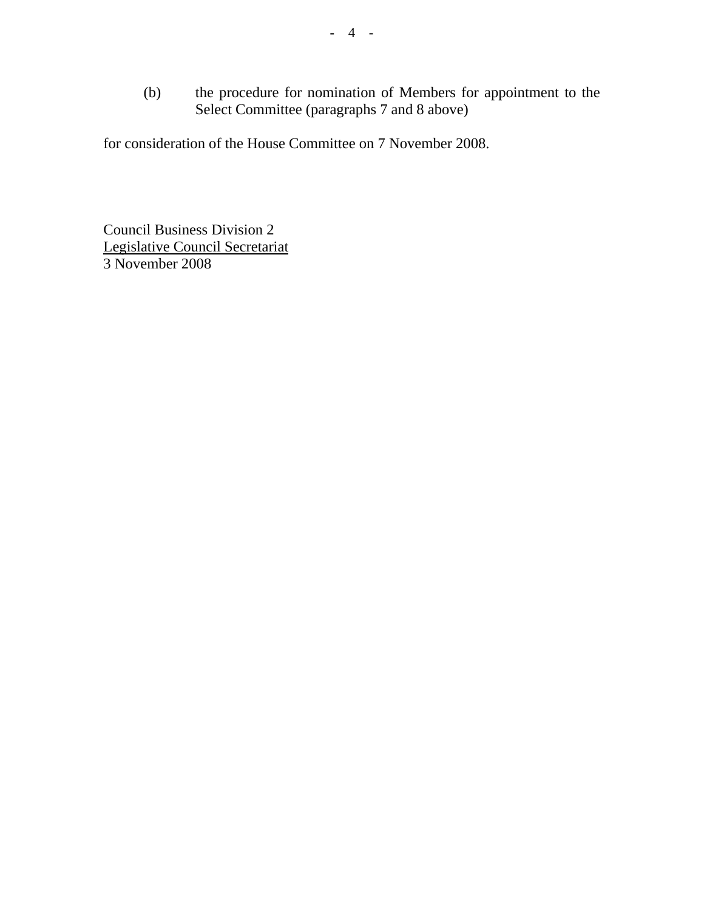(b) the procedure for nomination of Members for appointment to the Select Committee (paragraphs 7 and 8 above)

for consideration of the House Committee on 7 November 2008.

Council Business Division 2
Legislative Council Secretariat
3 November 2008